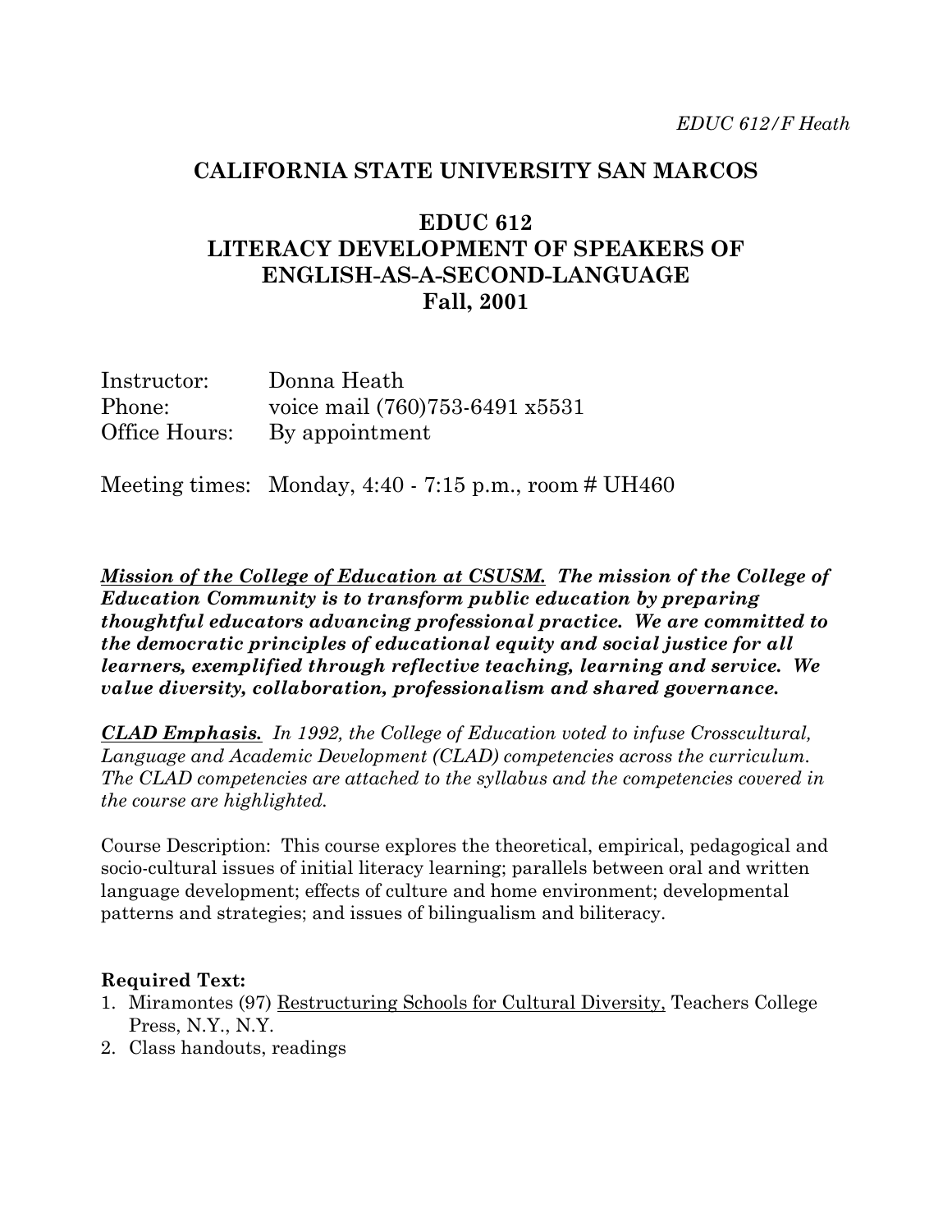# CALIFORNIA STATE UNIVERSITY SAN MARCOS

## EDUC 612
## LITERACY DEVELOPMENT OF SPEAKERS OF ENGLISH-AS-A-SECOND-LANGUAGE
## Fall, 2001

Instructor: Donna Heath
Phone: voice mail (760)753-6491 x5531
Office Hours: By appointment

Meeting times: Monday, 4:40 - 7:15 p.m., room # UH460

***Mission of the College of Education at CSUSM.*** ***The mission of the College of Education Community is to transform public education by preparing thoughtful educators advancing professional practice. We are committed to the democratic principles of educational equity and social justice for all learners, exemplified through reflective teaching, learning and service. We value diversity, collaboration, professionalism and shared governance.***

***CLAD Emphasis.*** *In 1992, the College of Education voted to infuse Crosscultural, Language and Academic Development (CLAD) competencies across the curriculum. The CLAD competencies are attached to the syllabus and the competencies covered in the course are highlighted.*

Course Description: This course explores the theoretical, empirical, pedagogical and socio-cultural issues of initial literacy learning; parallels between oral and written language development; effects of culture and home environment; developmental patterns and strategies; and issues of bilingualism and biliteracy.

**Required Text:**

1. Miramontes (97) Restructuring Schools for Cultural Diversity, Teachers College Press, N.Y., N.Y.
2. Class handouts, readings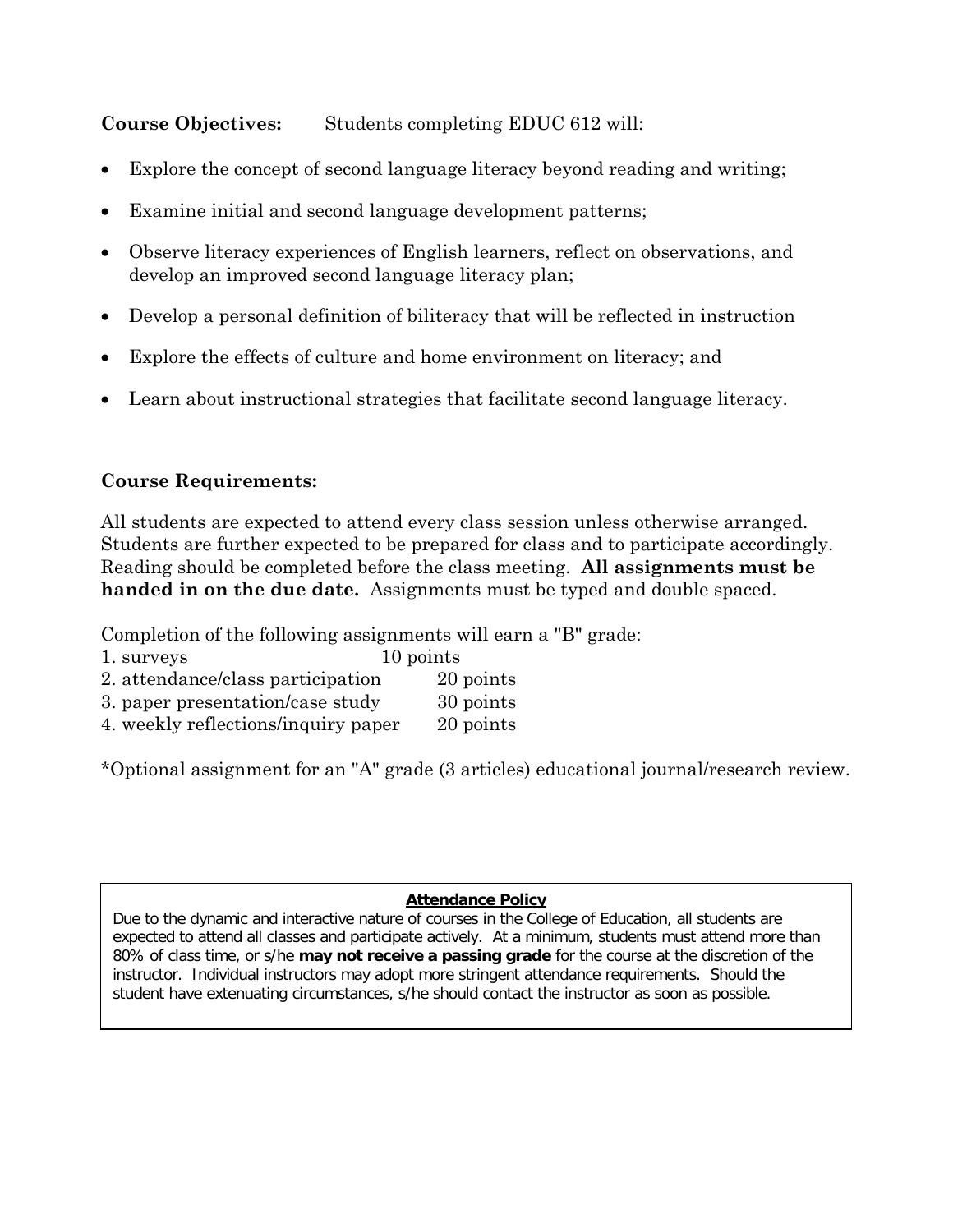**Course Objectives:** Students completing EDUC 612 will:

- Explore the concept of second language literacy beyond reading and writing;
- Examine initial and second language development patterns;
- Observe literacy experiences of English learners, reflect on observations, and develop an improved second language literacy plan;
- Develop a personal definition of biliteracy that will be reflected in instruction
- Explore the effects of culture and home environment on literacy; and
- Learn about instructional strategies that facilitate second language literacy.

**Course Requirements:**

All students are expected to attend every class session unless otherwise arranged. Students are further expected to be prepared for class and to participate accordingly. Reading should be completed before the class meeting. **All assignments must be handed in on the due date.** Assignments must be typed and double spaced.

Completion of the following assignments will earn a "B" grade:

| | |
|---|---|
| 1. surveys | 10 points |
| 2. attendance/class participation | 20 points |
| 3. paper presentation/case study | 30 points |
| 4. weekly reflections/inquiry paper | 20 points |

*Optional assignment for an "A" grade (3 articles) educational journal/research review.

**Attendance Policy**

Due to the dynamic and interactive nature of courses in the College of Education, all students are expected to attend all classes and participate actively. At a minimum, students must attend more than 80% of class time, or s/he **may not receive a passing grade** for the course at the discretion of the instructor. Individual instructors may adopt more stringent attendance requirements. Should the student have extenuating circumstances, s/he should contact the instructor as soon as possible.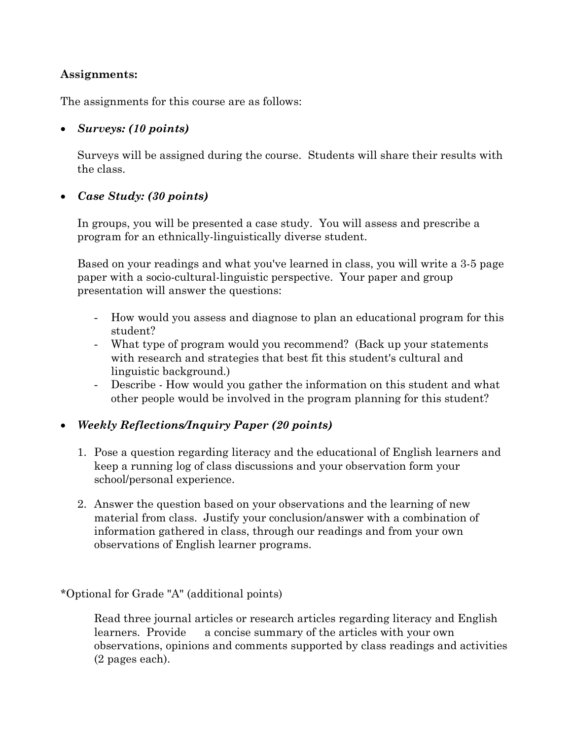**Assignments:**

The assignments for this course are as follows:

- ***Surveys: (10 points)***

  Surveys will be assigned during the course. Students will share their results with the class.

- ***Case Study: (30 points)***

  In groups, you will be presented a case study. You will assess and prescribe a program for an ethnically-linguistically diverse student.

  Based on your readings and what you've learned in class, you will write a 3-5 page paper with a socio-cultural-linguistic perspective. Your paper and group presentation will answer the questions:

  - How would you assess and diagnose to plan an educational program for this student?
  - What type of program would you recommend? (Back up your statements with research and strategies that best fit this student's cultural and linguistic background.)
  - Describe - How would you gather the information on this student and what other people would be involved in the program planning for this student?

- ***Weekly Reflections/Inquiry Paper (20 points)***

  1. Pose a question regarding literacy and the educational of English learners and keep a running log of class discussions and your observation form your school/personal experience.
  2. Answer the question based on your observations and the learning of new material from class. Justify your conclusion/answer with a combination of information gathered in class, through our readings and from your own observations of English learner programs.

*Optional for Grade "A" (additional points)

Read three journal articles or research articles regarding literacy and English learners. Provide a concise summary of the articles with your own observations, opinions and comments supported by class readings and activities (2 pages each).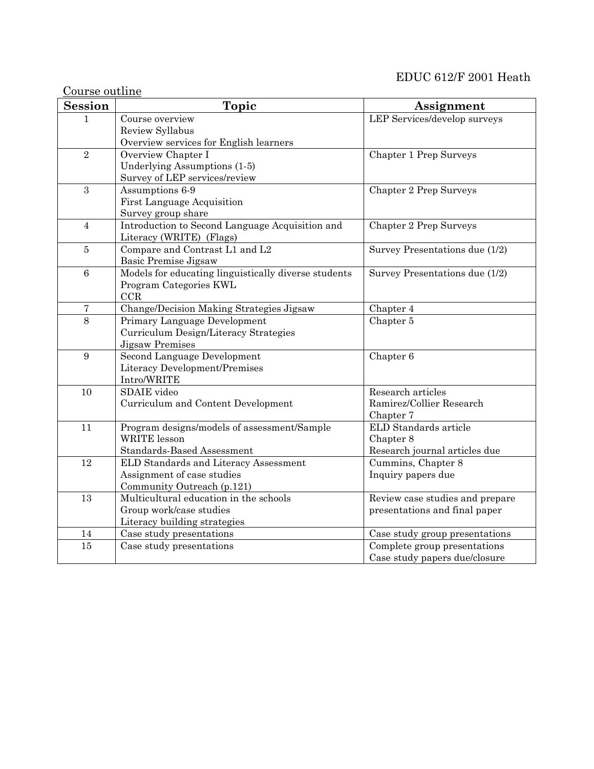Course outline

| Session | Topic | Assignment |
| --- | --- | --- |
| 1 | Course overview<br>Review Syllabus<br>Overview services for English learners | LEP Services/develop surveys |
| 2 | Overview Chapter I<br>Underlying Assumptions (1-5)<br>Survey of LEP services/review | Chapter 1 Prep Surveys |
| 3 | Assumptions 6-9<br>First Language Acquisition<br>Survey group share | Chapter 2 Prep Surveys |
| 4 | Introduction to Second Language Acquisition and Literacy (WRITE) (Flags) | Chapter 2 Prep Surveys |
| 5 | Compare and Contrast L1 and L2<br>Basic Premise Jigsaw | Survey Presentations due (1/2) |
| 6 | Models for educating linguistically diverse students<br>Program Categories KWL<br>CCR | Survey Presentations due (1/2) |
| 7 | Change/Decision Making Strategies Jigsaw | Chapter 4 |
| 8 | Primary Language Development<br>Curriculum Design/Literacy Strategies<br>Jigsaw Premises | Chapter 5 |
| 9 | Second Language Development<br>Literacy Development/Premises<br>Intro/WRITE | Chapter 6 |
| 10 | SDAIE video<br>Curriculum and Content Development | Research articles<br>Ramirez/Collier Research<br>Chapter 7 |
| 11 | Program designs/models of assessment/Sample WRITE lesson<br>Standards-Based Assessment | ELD Standards article<br>Chapter 8<br>Research journal articles due |
| 12 | ELD Standards and Literacy Assessment<br>Assignment of case studies<br>Community Outreach (p.121) | Cummins, Chapter 8<br>Inquiry papers due |
| 13 | Multicultural education in the schools<br>Group work/case studies<br>Literacy building strategies | Review case studies and prepare presentations and final paper |
| 14 | Case study presentations | Case study group presentations |
| 15 | Case study presentations | Complete group presentations<br>Case study papers due/closure |